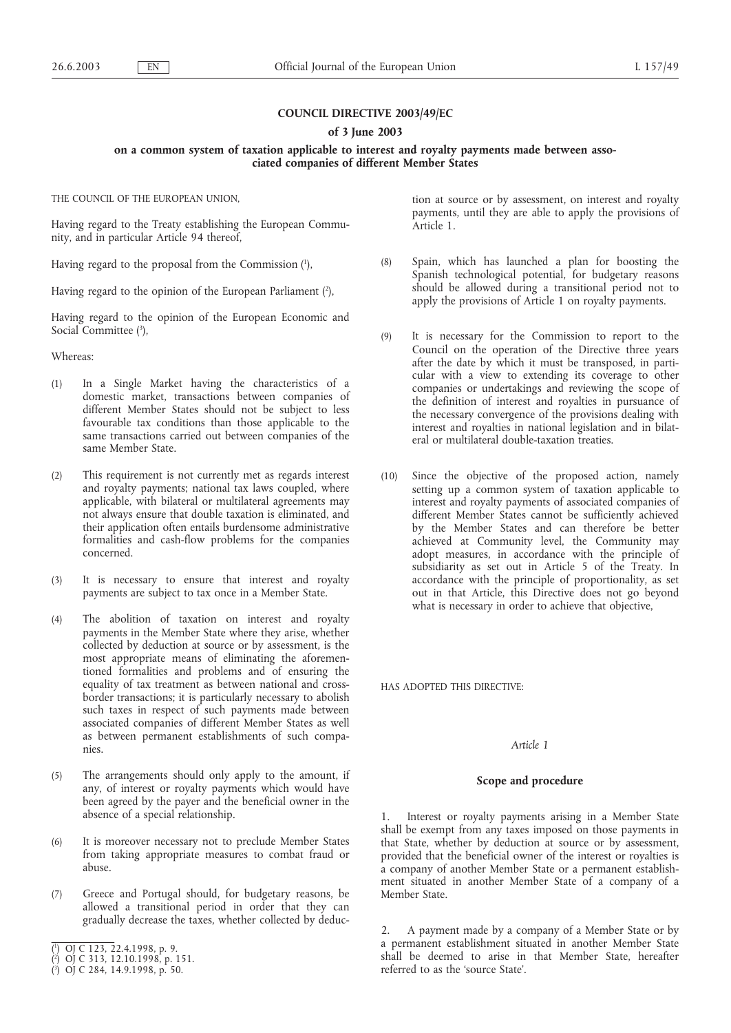**COUNCIL DIRECTIVE 2003/49/EC**

**of 3 June 2003**

**on a common system of taxation applicable to interest and royalty payments made between associated companies of different Member States**

THE COUNCIL OF THE EUROPEAN UNION,

Having regard to the Treaty establishing the European Community, and in particular Article 94 thereof,

Having regard to the proposal from the Commission ([1]),

Having regard to the opinion of the European Parliament ([2]),

Having regard to the opinion of the European Economic and Social Committee ([3]),

Whereas:

(1) In a Single Market having the characteristics of a domestic market, transactions between companies of different Member States should not be subject to less favourable tax conditions than those applicable to the same transactions carried out between companies of the same Member State.

(2) This requirement is not currently met as regards interest and royalty payments; national tax laws coupled, where applicable, with bilateral or multilateral agreements may not always ensure that double taxation is eliminated, and their application often entails burdensome administrative formalities and cash-flow problems for the companies concerned.

(3) It is necessary to ensure that interest and royalty payments are subject to tax once in a Member State.

(4) The abolition of taxation on interest and royalty payments in the Member State where they arise, whether collected by deduction at source or by assessment, is the most appropriate means of eliminating the aforementioned formalities and problems and of ensuring the equality of tax treatment as between national and cross-border transactions; it is particularly necessary to abolish such taxes in respect of such payments made between associated companies of different Member States as well as between permanent establishments of such companies.

(5) The arrangements should only apply to the amount, if any, of interest or royalty payments which would have been agreed by the payer and the beneficial owner in the absence of a special relationship.

(6) It is moreover necessary not to preclude Member States from taking appropriate measures to combat fraud or abuse.

(7) Greece and Portugal should, for budgetary reasons, be allowed a transitional period in order that they can gradually decrease the taxes, whether collected by deduction at source or by assessment, on interest and royalty payments, until they are able to apply the provisions of Article 1.

(8) Spain, which has launched a plan for boosting the Spanish technological potential, for budgetary reasons should be allowed during a transitional period not to apply the provisions of Article 1 on royalty payments.

(9) It is necessary for the Commission to report to the Council on the operation of the Directive three years after the date by which it must be transposed, in particular with a view to extending its coverage to other companies or undertakings and reviewing the scope of the definition of interest and royalties in pursuance of the necessary convergence of the provisions dealing with interest and royalties in national legislation and in bilateral or multilateral double-taxation treaties.

(10) Since the objective of the proposed action, namely setting up a common system of taxation applicable to interest and royalty payments of associated companies of different Member States cannot be sufficiently achieved by the Member States and can therefore be better achieved at Community level, the Community may adopt measures, in accordance with the principle of subsidiarity as set out in Article 5 of the Treaty. In accordance with the principle of proportionality, as set out in that Article, this Directive does not go beyond what is necessary in order to achieve that objective,

HAS ADOPTED THIS DIRECTIVE:

*Article 1*

**Scope and procedure**

1. Interest or royalty payments arising in a Member State shall be exempt from any taxes imposed on those payments in that State, whether by deduction at source or by assessment, provided that the beneficial owner of the interest or royalties is a company of another Member State or a permanent establishment situated in another Member State of a company of a Member State.

2. A payment made by a company of a Member State or by a permanent establishment situated in another Member State shall be deemed to arise in that Member State, hereafter referred to as the 'source State'.

([1]) OJ C 123, 22.4.1998, p. 9.
([2]) OJ C 313, 12.10.1998, p. 151.
([3]) OJ C 284, 14.9.1998, p. 50.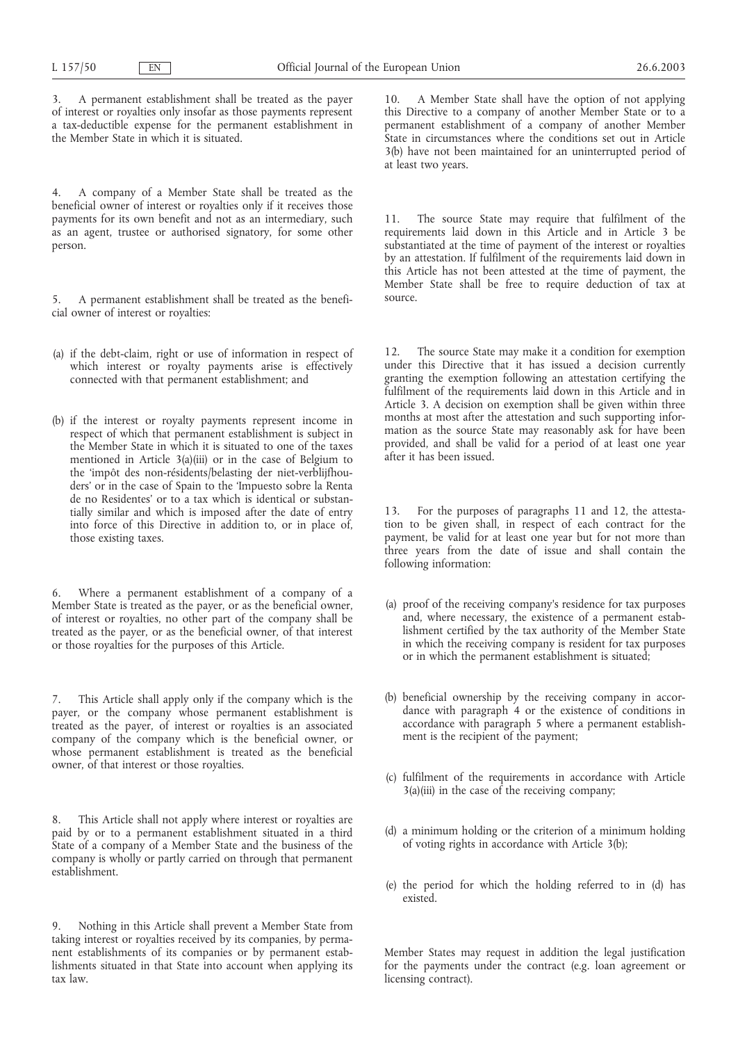3. A permanent establishment shall be treated as the payer of interest or royalties only insofar as those payments represent a tax-deductible expense for the permanent establishment in the Member State in which it is situated.

4. A company of a Member State shall be treated as the beneficial owner of interest or royalties only if it receives those payments for its own benefit and not as an intermediary, such as an agent, trustee or authorised signatory, for some other person.

5. A permanent establishment shall be treated as the beneficial owner of interest or royalties:

(a) if the debt-claim, right or use of information in respect of which interest or royalty payments arise is effectively connected with that permanent establishment; and

(b) if the interest or royalty payments represent income in respect of which that permanent establishment is subject in the Member State in which it is situated to one of the taxes mentioned in Article 3(a)(iii) or in the case of Belgium to the 'impôt des non-résidents/belasting der niet-verblijfhouders' or in the case of Spain to the 'Impuesto sobre la Renta de no Residentes' or to a tax which is identical or substantially similar and which is imposed after the date of entry into force of this Directive in addition to, or in place of, those existing taxes.

6. Where a permanent establishment of a company of a Member State is treated as the payer, or as the beneficial owner, of interest or royalties, no other part of the company shall be treated as the payer, or as the beneficial owner, of that interest or those royalties for the purposes of this Article.

7. This Article shall apply only if the company which is the payer, or the company whose permanent establishment is treated as the payer, of interest or royalties is an associated company of the company which is the beneficial owner, or whose permanent establishment is treated as the beneficial owner, of that interest or those royalties.

8. This Article shall not apply where interest or royalties are paid by or to a permanent establishment situated in a third State of a company of a Member State and the business of the company is wholly or partly carried on through that permanent establishment.

9. Nothing in this Article shall prevent a Member State from taking interest or royalties received by its companies, by permanent establishments of its companies or by permanent establishments situated in that State into account when applying its tax law.

10. A Member State shall have the option of not applying this Directive to a company of another Member State or to a permanent establishment of a company of another Member State in circumstances where the conditions set out in Article 3(b) have not been maintained for an uninterrupted period of at least two years.

11. The source State may require that fulfilment of the requirements laid down in this Article and in Article 3 be substantiated at the time of payment of the interest or royalties by an attestation. If fulfilment of the requirements laid down in this Article has not been attested at the time of payment, the Member State shall be free to require deduction of tax at source.

12. The source State may make it a condition for exemption under this Directive that it has issued a decision currently granting the exemption following an attestation certifying the fulfilment of the requirements laid down in this Article and in Article 3. A decision on exemption shall be given within three months at most after the attestation and such supporting information as the source State may reasonably ask for have been provided, and shall be valid for a period of at least one year after it has been issued.

13. For the purposes of paragraphs 11 and 12, the attestation to be given shall, in respect of each contract for the payment, be valid for at least one year but for not more than three years from the date of issue and shall contain the following information:

(a) proof of the receiving company's residence for tax purposes and, where necessary, the existence of a permanent establishment certified by the tax authority of the Member State in which the receiving company is resident for tax purposes or in which the permanent establishment is situated;

(b) beneficial ownership by the receiving company in accordance with paragraph 4 or the existence of conditions in accordance with paragraph 5 where a permanent establishment is the recipient of the payment;

(c) fulfilment of the requirements in accordance with Article 3(a)(iii) in the case of the receiving company;

(d) a minimum holding or the criterion of a minimum holding of voting rights in accordance with Article 3(b);

(e) the period for which the holding referred to in (d) has existed.

Member States may request in addition the legal justification for the payments under the contract (e.g. loan agreement or licensing contract).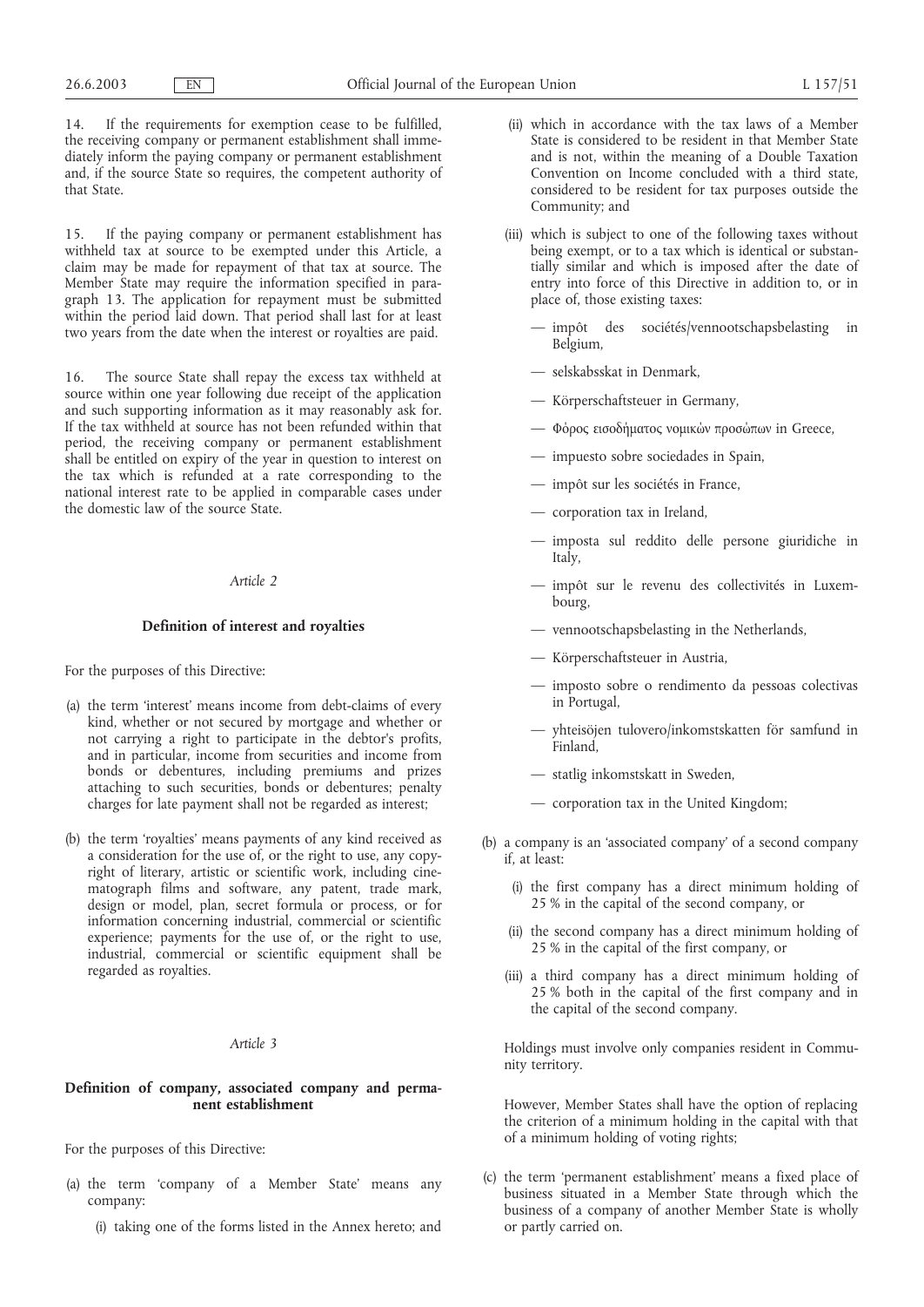14. If the requirements for exemption cease to be fulfilled, the receiving company or permanent establishment shall immediately inform the paying company or permanent establishment and, if the source State so requires, the competent authority of that State.

15. If the paying company or permanent establishment has withheld tax at source to be exempted under this Article, a claim may be made for repayment of that tax at source. The Member State may require the information specified in paragraph 13. The application for repayment must be submitted within the period laid down. That period shall last for at least two years from the date when the interest or royalties are paid.

16. The source State shall repay the excess tax withheld at source within one year following due receipt of the application and such supporting information as it may reasonably ask for. If the tax withheld at source has not been refunded within that period, the receiving company or permanent establishment shall be entitled on expiry of the year in question to interest on the tax which is refunded at a rate corresponding to the national interest rate to be applied in comparable cases under the domestic law of the source State.

*Article 2*

## Definition of interest and royalties

For the purposes of this Directive:

(a) the term 'interest' means income from debt-claims of every kind, whether or not secured by mortgage and whether or not carrying a right to participate in the debtor's profits, and in particular, income from securities and income from bonds or debentures, including premiums and prizes attaching to such securities, bonds or debentures; penalty charges for late payment shall not be regarded as interest;

(b) the term 'royalties' means payments of any kind received as a consideration for the use of, or the right to use, any copyright of literary, artistic or scientific work, including cinematograph films and software, any patent, trade mark, design or model, plan, secret formula or process, or for information concerning industrial, commercial or scientific experience; payments for the use of, or the right to use, industrial, commercial or scientific equipment shall be regarded as royalties.

*Article 3*

## Definition of company, associated company and permanent establishment

For the purposes of this Directive:

(a) the term 'company of a Member State' means any company:

   (i) taking one of the forms listed in the Annex hereto; and

   (ii) which in accordance with the tax laws of a Member State is considered to be resident in that Member State and is not, within the meaning of a Double Taxation Convention on Income concluded with a third state, considered to be resident for tax purposes outside the Community; and

   (iii) which is subject to one of the following taxes without being exempt, or to a tax which is identical or substantially similar and which is imposed after the date of entry into force of this Directive in addition to, or in place of, those existing taxes:

   — impôt des sociétés/vennootschapsbelasting in Belgium,

   — selskabsskat in Denmark,

   — Körperschaftsteuer in Germany,

   — Φόρος εισοδήματος νομικών προσώπων in Greece,

   — impuesto sobre sociedades in Spain,

   — impôt sur les sociétés in France,

   — corporation tax in Ireland,

   — imposta sul reddito delle persone giuridiche in Italy,

   — impôt sur le revenu des collectivités in Luxembourg,

   — vennootschapsbelasting in the Netherlands,

   — Körperschaftsteuer in Austria,

   — imposto sobre o rendimento da pessoas colectivas in Portugal,

   — yhteisöjen tulovero/inkomstskatten för samfund in Finland,

   — statlig inkomstskatt in Sweden,

   — corporation tax in the United Kingdom;

(b) a company is an 'associated company' of a second company if, at least:

   (i) the first company has a direct minimum holding of 25 % in the capital of the second company, or

   (ii) the second company has a direct minimum holding of 25 % in the capital of the first company, or

   (iii) a third company has a direct minimum holding of 25 % both in the capital of the first company and in the capital of the second company.

   Holdings must involve only companies resident in Community territory.

   However, Member States shall have the option of replacing the criterion of a minimum holding in the capital with that of a minimum holding of voting rights;

(c) the term 'permanent establishment' means a fixed place of business situated in a Member State through which the business of a company of another Member State is wholly or partly carried on.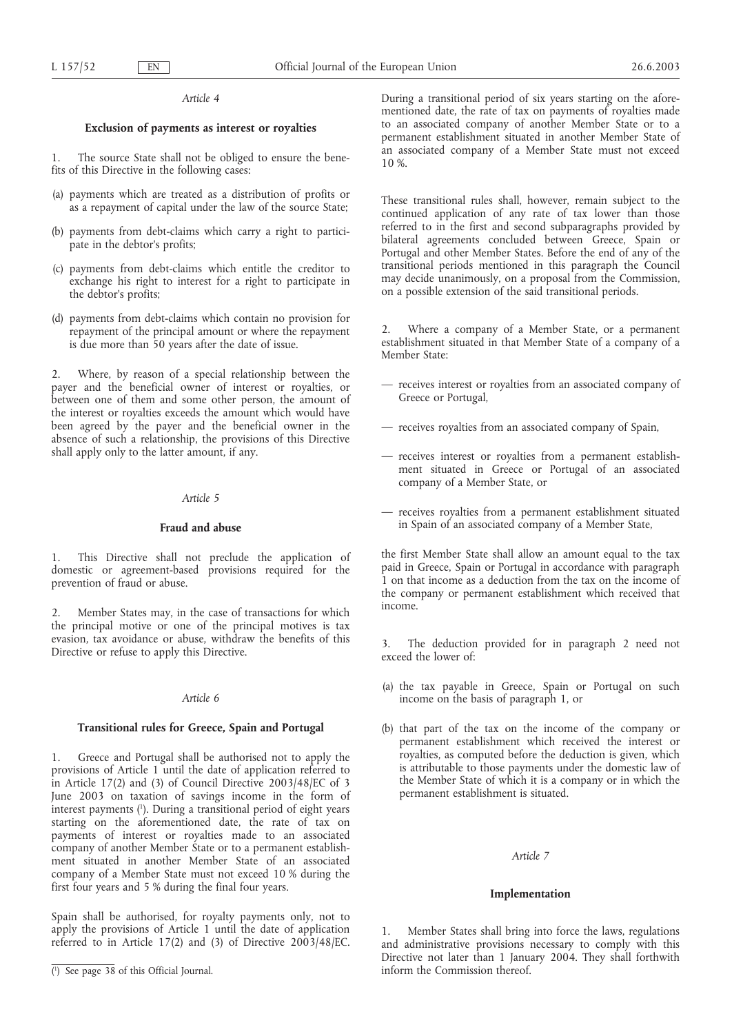*Article 4*

**Exclusion of payments as interest or royalties**

1. The source State shall not be obliged to ensure the benefits of this Directive in the following cases:

(a) payments which are treated as a distribution of profits or as a repayment of capital under the law of the source State;

(b) payments from debt-claims which carry a right to participate in the debtor's profits;

(c) payments from debt-claims which entitle the creditor to exchange his right to interest for a right to participate in the debtor's profits;

(d) payments from debt-claims which contain no provision for repayment of the principal amount or where the repayment is due more than 50 years after the date of issue.

2. Where, by reason of a special relationship between the payer and the beneficial owner of interest or royalties, or between one of them and some other person, the amount of the interest or royalties exceeds the amount which would have been agreed by the payer and the beneficial owner in the absence of such a relationship, the provisions of this Directive shall apply only to the latter amount, if any.

*Article 5*

**Fraud and abuse**

1. This Directive shall not preclude the application of domestic or agreement-based provisions required for the prevention of fraud or abuse.

2. Member States may, in the case of transactions for which the principal motive or one of the principal motives is tax evasion, tax avoidance or abuse, withdraw the benefits of this Directive or refuse to apply this Directive.

*Article 6*

**Transitional rules for Greece, Spain and Portugal**

1. Greece and Portugal shall be authorised not to apply the provisions of Article 1 until the date of application referred to in Article 17(2) and (3) of Council Directive 2003/48/EC of 3 June 2003 on taxation of savings income in the form of interest payments [1]. During a transitional period of eight years starting on the aforementioned date, the rate of tax on payments of interest or royalties made to an associated company of another Member State or to a permanent establishment situated in another Member State of an associated company of a Member State must not exceed 10 % during the first four years and 5 % during the final four years.

Spain shall be authorised, for royalty payments only, not to apply the provisions of Article 1 until the date of application referred to in Article 17(2) and (3) of Directive 2003/48/EC. During a transitional period of six years starting on the aforementioned date, the rate of tax on payments of royalties made to an associated company of another Member State or to a permanent establishment situated in another Member State of an associated company of a Member State must not exceed 10 %.

These transitional rules shall, however, remain subject to the continued application of any rate of tax lower than those referred to in the first and second subparagraphs provided by bilateral agreements concluded between Greece, Spain or Portugal and other Member States. Before the end of any of the transitional periods mentioned in this paragraph the Council may decide unanimously, on a proposal from the Commission, on a possible extension of the said transitional periods.

2. Where a company of a Member State, or a permanent establishment situated in that Member State of a company of a Member State:

— receives interest or royalties from an associated company of Greece or Portugal,

— receives royalties from an associated company of Spain,

— receives interest or royalties from a permanent establishment situated in Greece or Portugal of an associated company of a Member State, or

— receives royalties from a permanent establishment situated in Spain of an associated company of a Member State,

the first Member State shall allow an amount equal to the tax paid in Greece, Spain or Portugal in accordance with paragraph 1 on that income as a deduction from the tax on the income of the company or permanent establishment which received that income.

3. The deduction provided for in paragraph 2 need not exceed the lower of:

(a) the tax payable in Greece, Spain or Portugal on such income on the basis of paragraph 1, or

(b) that part of the tax on the income of the company or permanent establishment which received the interest or royalties, as computed before the deduction is given, which is attributable to those payments under the domestic law of the Member State of which it is a company or in which the permanent establishment is situated.

*Article 7*

**Implementation**

1. Member States shall bring into force the laws, regulations and administrative provisions necessary to comply with this Directive not later than 1 January 2004. They shall forthwith inform the Commission thereof.

[1] See page 38 of this Official Journal.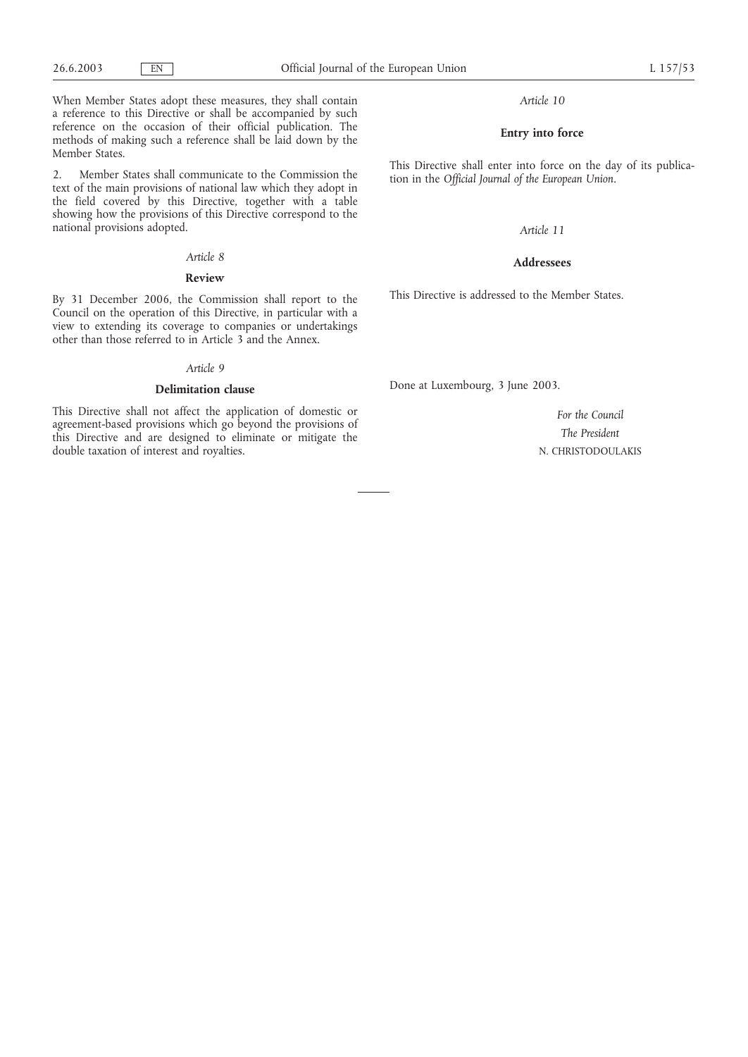When Member States adopt these measures, they shall contain a reference to this Directive or shall be accompanied by such reference on the occasion of their official publication. The methods of making such a reference shall be laid down by the Member States.

2. Member States shall communicate to the Commission the text of the main provisions of national law which they adopt in the field covered by this Directive, together with a table showing how the provisions of this Directive correspond to the national provisions adopted.

*Article 8*

**Review**

By 31 December 2006, the Commission shall report to the Council on the operation of this Directive, in particular with a view to extending its coverage to companies or undertakings other than those referred to in Article 3 and the Annex.

*Article 9*

**Delimitation clause**

This Directive shall not affect the application of domestic or agreement-based provisions which go beyond the provisions of this Directive and are designed to eliminate or mitigate the double taxation of interest and royalties.

*Article 10*

**Entry into force**

This Directive shall enter into force on the day of its publication in the *Official Journal of the European Union*.

*Article 11*

**Addressees**

This Directive is addressed to the Member States.

Done at Luxembourg, 3 June 2003.

*For the Council*

*The President*

N. CHRISTODOULAKIS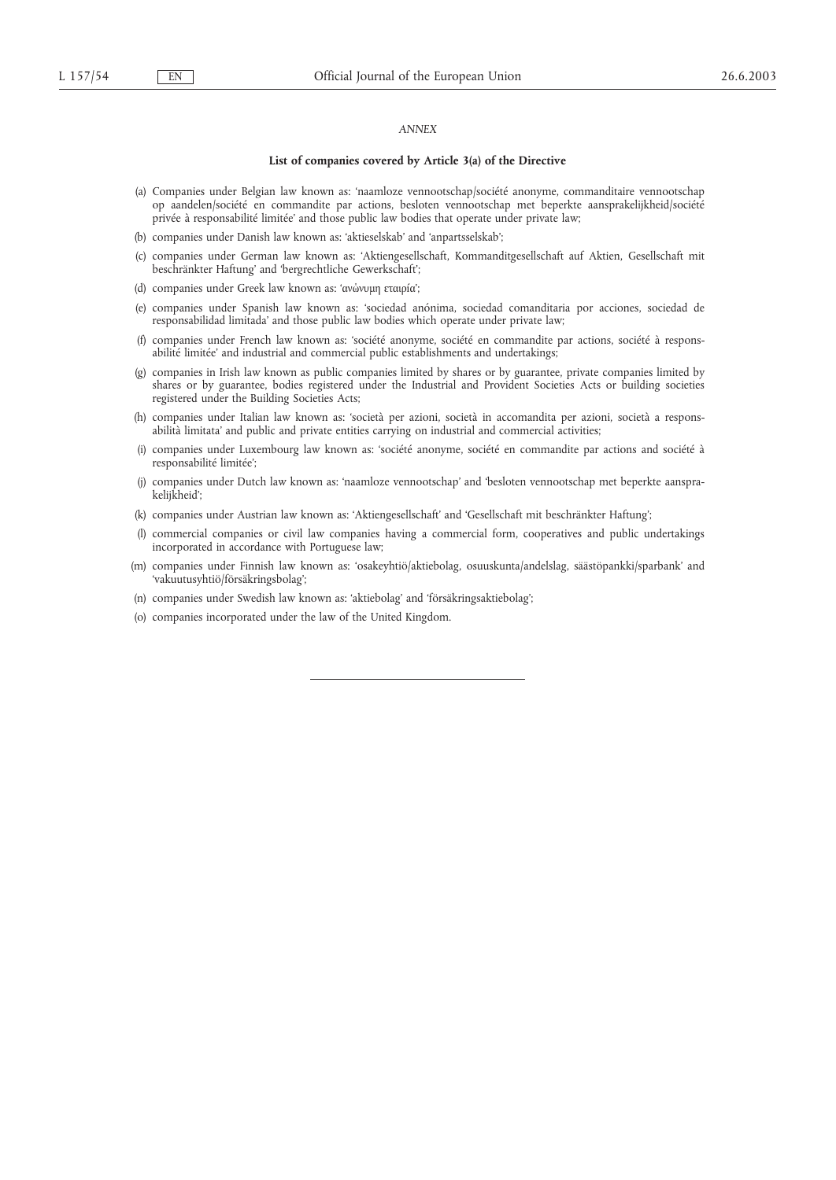*ANNEX*

**List of companies covered by Article 3(a) of the Directive**

(a) Companies under Belgian law known as: 'naamloze vennootschap/société anonyme, commanditaire vennootschap op aandelen/société en commandite par actions, besloten vennootschap met beperkte aansprakelijkheid/société privée à responsabilité limitée' and those public law bodies that operate under private law;

(b) companies under Danish law known as: 'aktieselskab' and 'anpartsselskab';

(c) companies under German law known as: 'Aktiengesellschaft, Kommanditgesellschaft auf Aktien, Gesellschaft mit beschränkter Haftung' and 'bergrechtliche Gewerkschaft';

(d) companies under Greek law known as: 'ανώνυμη εταιρία';

(e) companies under Spanish law known as: 'sociedad anónima, sociedad comanditaria por acciones, sociedad de responsabilidad limitada' and those public law bodies which operate under private law;

(f) companies under French law known as: 'société anonyme, société en commandite par actions, société à responsabilité limitée' and industrial and commercial public establishments and undertakings;

(g) companies in Irish law known as public companies limited by shares or by guarantee, private companies limited by shares or by guarantee, bodies registered under the Industrial and Provident Societies Acts or building societies registered under the Building Societies Acts;

(h) companies under Italian law known as: 'società per azioni, società in accomandita per azioni, società a responsabilità limitata' and public and private entities carrying on industrial and commercial activities;

(i) companies under Luxembourg law known as: 'société anonyme, société en commandite par actions and société à responsabilité limitée';

(j) companies under Dutch law known as: 'naamloze vennootschap' and 'besloten vennootschap met beperkte aansprakelijkheid';

(k) companies under Austrian law known as: 'Aktiengesellschaft' and 'Gesellschaft mit beschränkter Haftung';

(l) commercial companies or civil law companies having a commercial form, cooperatives and public undertakings incorporated in accordance with Portuguese law;

(m) companies under Finnish law known as: 'osakeyhtiö/aktiebolag, osuuskunta/andelslag, säästöpankki/sparbank' and 'vakuutusyhtiö/försäkringsbolag';

(n) companies under Swedish law known as: 'aktiebolag' and 'försäkringsaktiebolag';

(o) companies incorporated under the law of the United Kingdom.